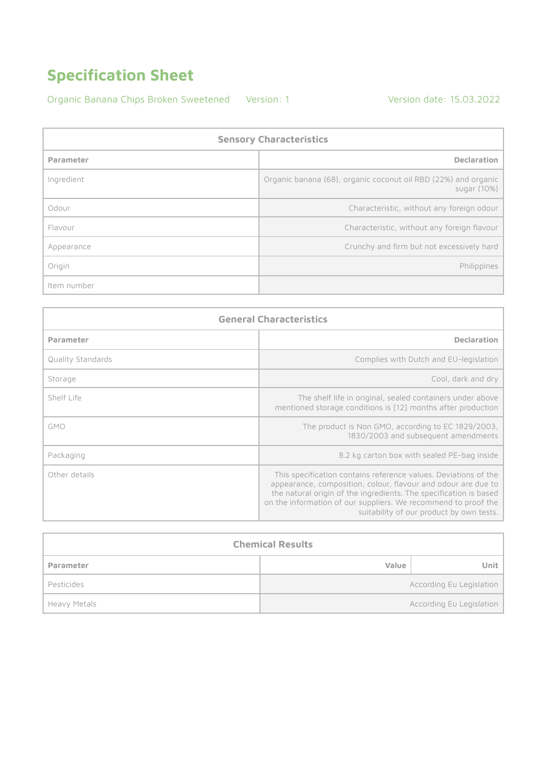# Specification Sheet

Organic Banana Chips Broken Sweetened Version: 1 Version date: 15.03.2022

| Sensory Characteristics | |
|---|---|
| **Parameter** | **Declaration** |
| Ingredient | Organic banana (68), organic coconut oil RBD (22%) and organic sugar (10%) |
| Odour | Characteristic, without any foreign odour |
| Flavour | Characteristic, without any foreign flavour |
| Appearance | Crunchy and firm but not excessively hard |
| Origin | Philippines |
| Item number | |

| General Characteristics | |
|---|---|
| **Parameter** | **Declaration** |
| Quality Standards | Complies with Dutch and EU-legislation |
| Storage | Cool, dark and dry |
| Shelf Life | The shelf life in original, sealed containers under above mentioned storage conditions is [12] months after production |
| GMO | The product is Non GMO, according to EC 1829/2003, 1830/2003 and subsequent amendments |
| Packaging | 8.2 kg carton box with sealed PE-bag inside |
| Other details | This specification contains reference values. Deviations of the appearance, composition, colour, flavour and odour are due to the natural origin of the ingredients. The specification is based on the information of our suppliers. We recommend to proof the suitability of our product by own tests. |

| Chemical Results | | |
|---|---|---|
| **Parameter** | **Value** | **Unit** |
| Pesticides | According Eu Legislation | |
| Heavy Metals | According Eu Legislation | |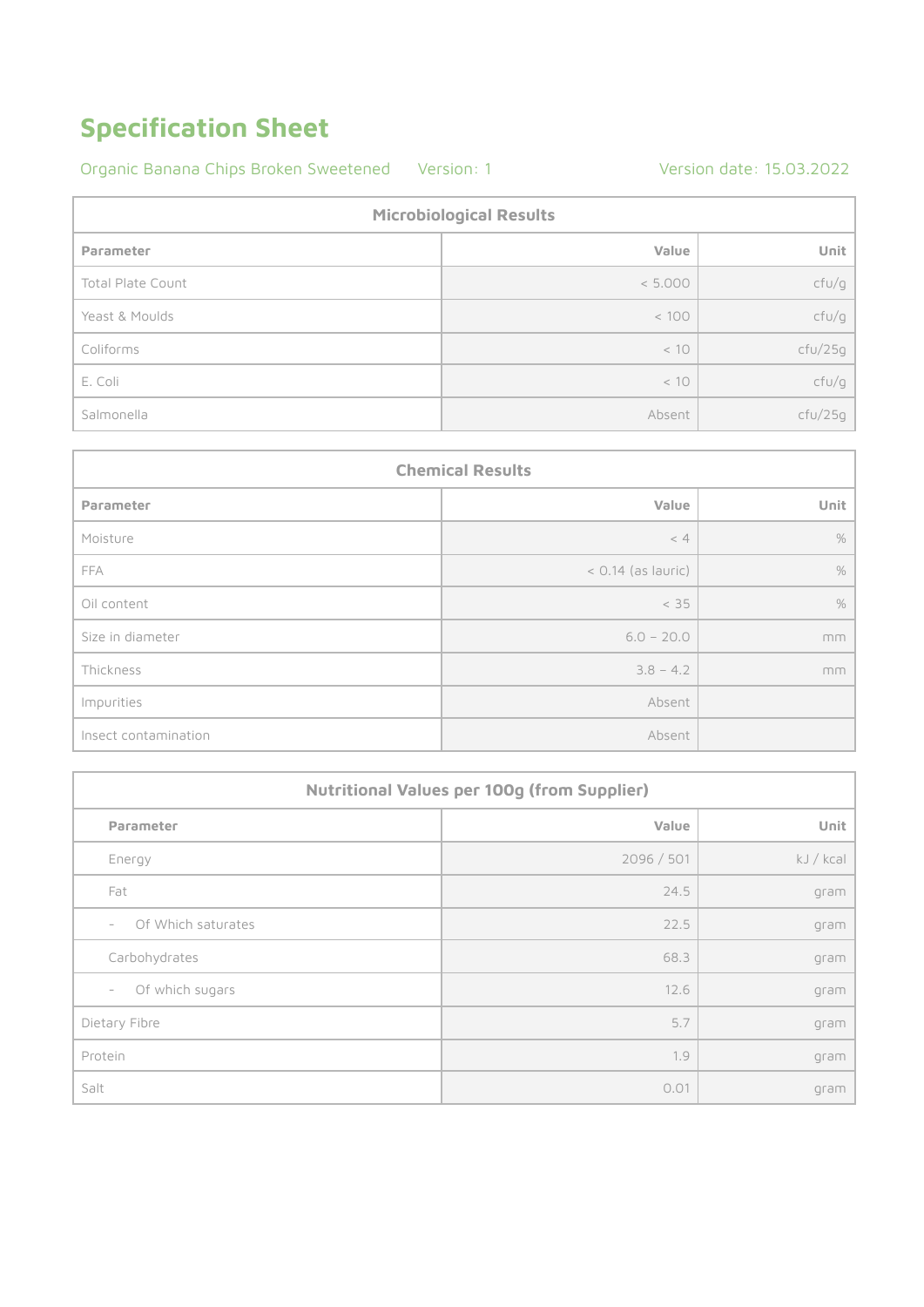# Specification Sheet

Organic Banana Chips Broken Sweetened Version: 1 Version date: 15.03.2022

| Microbiological Results | | |
|---|---|---|
| Parameter | Value | Unit |
| Total Plate Count | < 5.000 | cfu/g |
| Yeast & Moulds | < 100 | cfu/g |
| Coliforms | < 10 | cfu/25g |
| E. Coli | < 10 | cfu/g |
| Salmonella | Absent | cfu/25g |

| Chemical Results | | |
|---|---|---|
| Parameter | Value | Unit |
| Moisture | < 4 | % |
| FFA | < 0.14 (as lauric) | % |
| Oil content | < 35 | % |
| Size in diameter | 6.0 – 20.0 | mm |
| Thickness | 3.8 – 4.2 | mm |
| Impurities | Absent | |
| Insect contamination | Absent | |

| Nutritional Values per 100g (from Supplier) | | |
|---|---|---|
| Parameter | Value | Unit |
| Energy | 2096 / 501 | kJ / kcal |
| Fat | 24.5 | gram |
| - Of Which saturates | 22.5 | gram |
| Carbohydrates | 68.3 | gram |
| - Of which sugars | 12.6 | gram |
| Dietary Fibre | 5.7 | gram |
| Protein | 1.9 | gram |
| Salt | 0.01 | gram |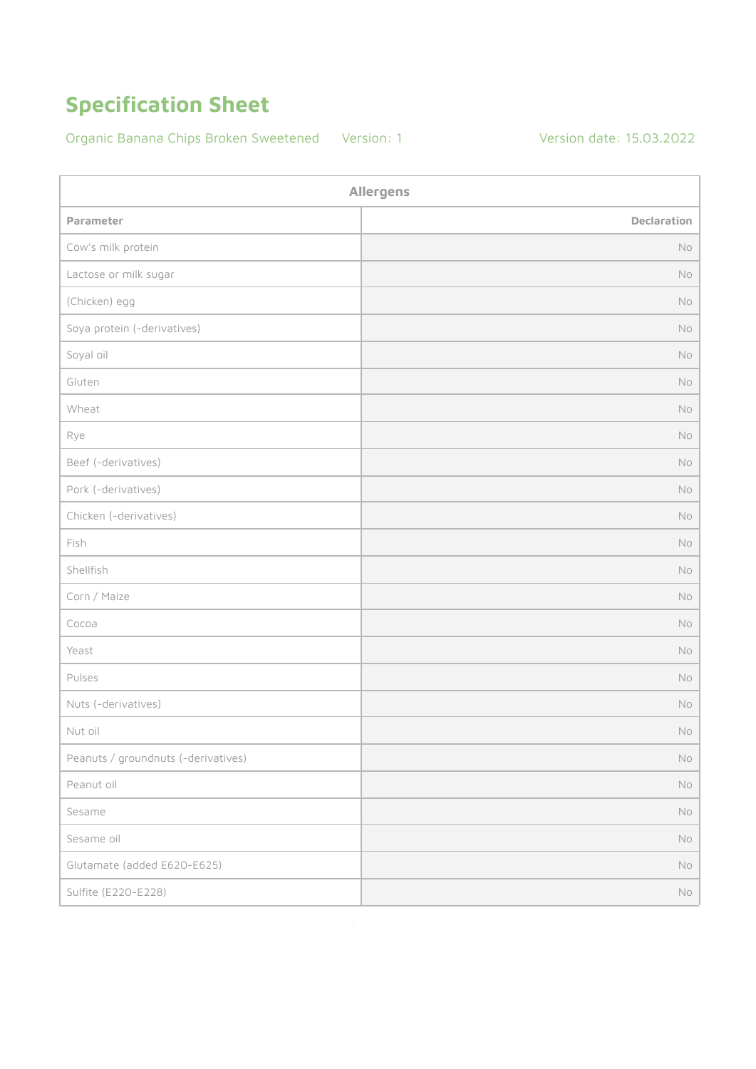# Specification Sheet

Organic Banana Chips Broken Sweetened    Version: 1    Version date: 15.03.2022

| Allergens | |
|---|---|
| **Parameter** | **Declaration** |
| Cow's milk protein | No |
| Lactose or milk sugar | No |
| (Chicken) egg | No |
| Soya protein (-derivatives) | No |
| Soyal oil | No |
| Gluten | No |
| Wheat | No |
| Rye | No |
| Beef (-derivatives) | No |
| Pork (-derivatives) | No |
| Chicken (-derivatives) | No |
| Fish | No |
| Shellfish | No |
| Corn / Maize | No |
| Cocoa | No |
| Yeast | No |
| Pulses | No |
| Nuts (-derivatives) | No |
| Nut oil | No |
| Peanuts / groundnuts (-derivatives) | No |
| Peanut oil | No |
| Sesame | No |
| Sesame oil | No |
| Glutamate (added E620-E625) | No |
| Sulfite (E220-E228) | No |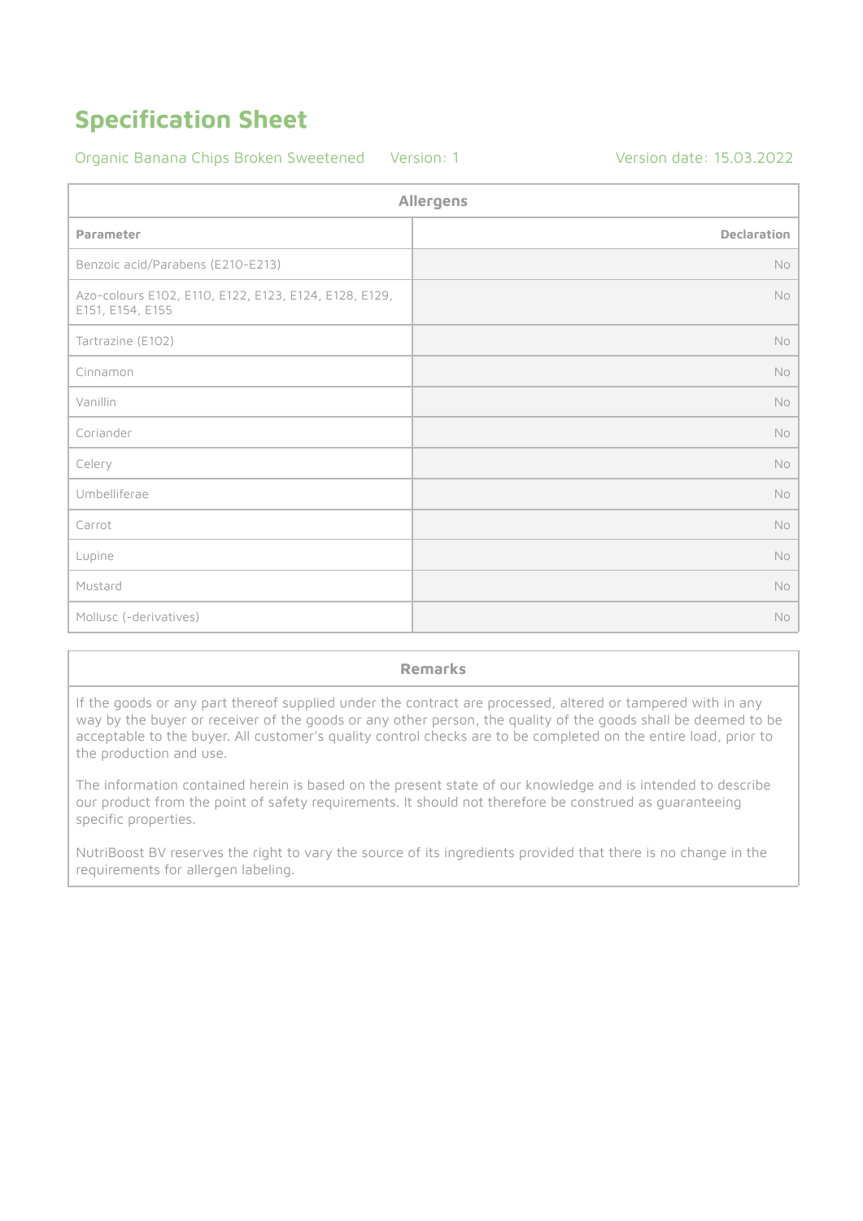# Specification Sheet

Organic Banana Chips Broken Sweetened Version: 1 Version date: 15.03.2022

| Allergens | |
|---|---|
| **Parameter** | **Declaration** |
| Benzoic acid/Parabens (E210-E213) | No |
| Azo-colours E102, E110, E122, E123, E124, E128, E129, E151, E154, E155 | No |
| Tartrazine (E102) | No |
| Cinnamon | No |
| Vanillin | No |
| Coriander | No |
| Celery | No |
| Umbelliferae | No |
| Carrot | No |
| Lupine | No |
| Mustard | No |
| Mollusc (-derivatives) | No |

## Remarks

If the goods or any part thereof supplied under the contract are processed, altered or tampered with in any way by the buyer or receiver of the goods or any other person, the quality of the goods shall be deemed to be acceptable to the buyer. All customer's quality control checks are to be completed on the entire load, prior to the production and use.

The information contained herein is based on the present state of our knowledge and is intended to describe our product from the point of safety requirements. It should not therefore be construed as guaranteeing specific properties.

NutriBoost BV reserves the right to vary the source of its ingredients provided that there is no change in the requirements for allergen labeling.